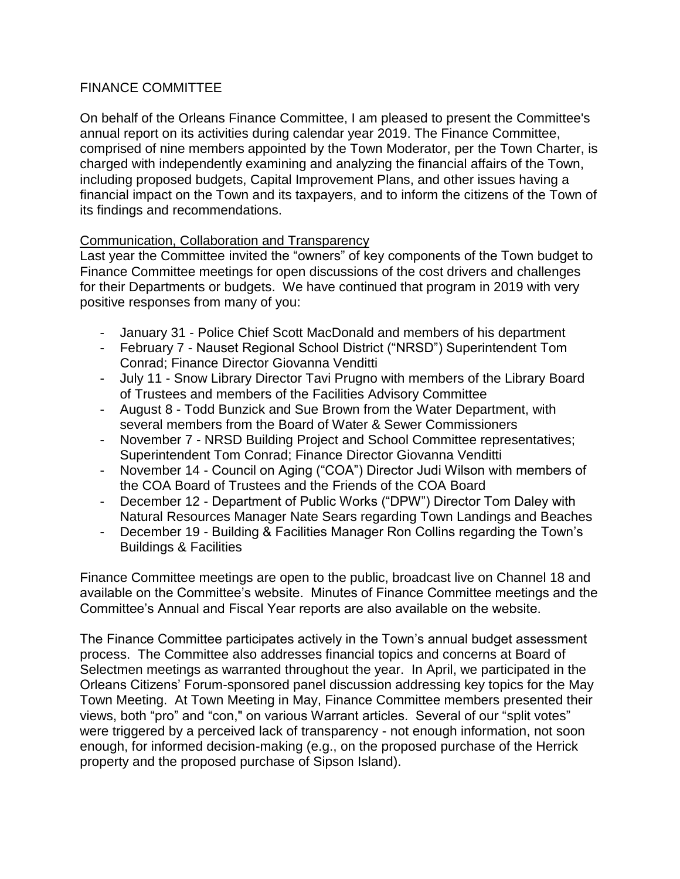# FINANCE COMMITTEE

On behalf of the Orleans Finance Committee, I am pleased to present the Committee's annual report on its activities during calendar year 2019. The Finance Committee, comprised of nine members appointed by the Town Moderator, per the Town Charter, is charged with independently examining and analyzing the financial affairs of the Town, including proposed budgets, Capital Improvement Plans, and other issues having a financial impact on the Town and its taxpayers, and to inform the citizens of the Town of its findings and recommendations.

## Communication, Collaboration and Transparency

Last year the Committee invited the "owners" of key components of the Town budget to Finance Committee meetings for open discussions of the cost drivers and challenges for their Departments or budgets. We have continued that program in 2019 with very positive responses from many of you:

- January 31 - Police Chief Scott MacDonald and members of his department
- February 7 - Nauset Regional School District ("NRSD") Superintendent Tom Conrad; Finance Director Giovanna Venditti
- July 11 - Snow Library Director Tavi Prugno with members of the Library Board of Trustees and members of the Facilities Advisory Committee
- August 8 - Todd Bunzick and Sue Brown from the Water Department, with several members from the Board of Water & Sewer Commissioners
- November 7 - NRSD Building Project and School Committee representatives; Superintendent Tom Conrad; Finance Director Giovanna Venditti
- November 14 - Council on Aging ("COA") Director Judi Wilson with members of the COA Board of Trustees and the Friends of the COA Board
- December 12 - Department of Public Works ("DPW") Director Tom Daley with Natural Resources Manager Nate Sears regarding Town Landings and Beaches
- December 19 - Building & Facilities Manager Ron Collins regarding the Town's Buildings & Facilities

Finance Committee meetings are open to the public, broadcast live on Channel 18 and available on the Committee's website. Minutes of Finance Committee meetings and the Committee's Annual and Fiscal Year reports are also available on the website.

The Finance Committee participates actively in the Town's annual budget assessment process. The Committee also addresses financial topics and concerns at Board of Selectmen meetings as warranted throughout the year. In April, we participated in the Orleans Citizens' Forum-sponsored panel discussion addressing key topics for the May Town Meeting. At Town Meeting in May, Finance Committee members presented their views, both "pro" and "con," on various Warrant articles. Several of our "split votes" were triggered by a perceived lack of transparency - not enough information, not soon enough, for informed decision-making (e.g., on the proposed purchase of the Herrick property and the proposed purchase of Sipson Island).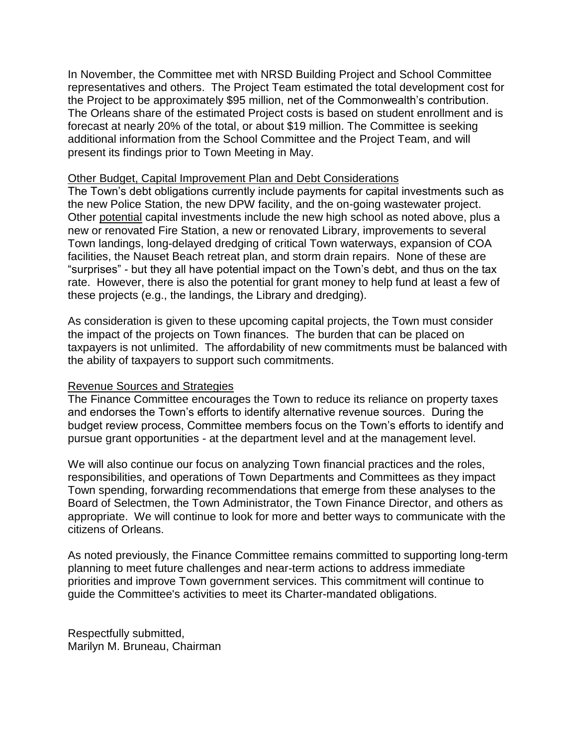In November, the Committee met with NRSD Building Project and School Committee representatives and others. The Project Team estimated the total development cost for the Project to be approximately $95 million, net of the Commonwealth's contribution. The Orleans share of the estimated Project costs is based on student enrollment and is forecast at nearly 20% of the total, or about $19 million. The Committee is seeking additional information from the School Committee and the Project Team, and will present its findings prior to Town Meeting in May.

<u>Other Budget, Capital Improvement Plan and Debt Considerations</u>

The Town's debt obligations currently include payments for capital investments such as the new Police Station, the new DPW facility, and the on-going wastewater project. Other <u>potential</u> capital investments include the new high school as noted above, plus a new or renovated Fire Station, a new or renovated Library, improvements to several Town landings, long-delayed dredging of critical Town waterways, expansion of COA facilities, the Nauset Beach retreat plan, and storm drain repairs. None of these are "surprises" - but they all have potential impact on the Town's debt, and thus on the tax rate. However, there is also the potential for grant money to help fund at least a few of these projects (e.g., the landings, the Library and dredging).

As consideration is given to these upcoming capital projects, the Town must consider the impact of the projects on Town finances. The burden that can be placed on taxpayers is not unlimited. The affordability of new commitments must be balanced with the ability of taxpayers to support such commitments.

<u>Revenue Sources and Strategies</u>

The Finance Committee encourages the Town to reduce its reliance on property taxes and endorses the Town's efforts to identify alternative revenue sources. During the budget review process, Committee members focus on the Town's efforts to identify and pursue grant opportunities - at the department level and at the management level.

We will also continue our focus on analyzing Town financial practices and the roles, responsibilities, and operations of Town Departments and Committees as they impact Town spending, forwarding recommendations that emerge from these analyses to the Board of Selectmen, the Town Administrator, the Town Finance Director, and others as appropriate. We will continue to look for more and better ways to communicate with the citizens of Orleans.

As noted previously, the Finance Committee remains committed to supporting long-term planning to meet future challenges and near-term actions to address immediate priorities and improve Town government services. This commitment will continue to guide the Committee's activities to meet its Charter-mandated obligations.

Respectfully submitted,
Marilyn M. Bruneau, Chairman